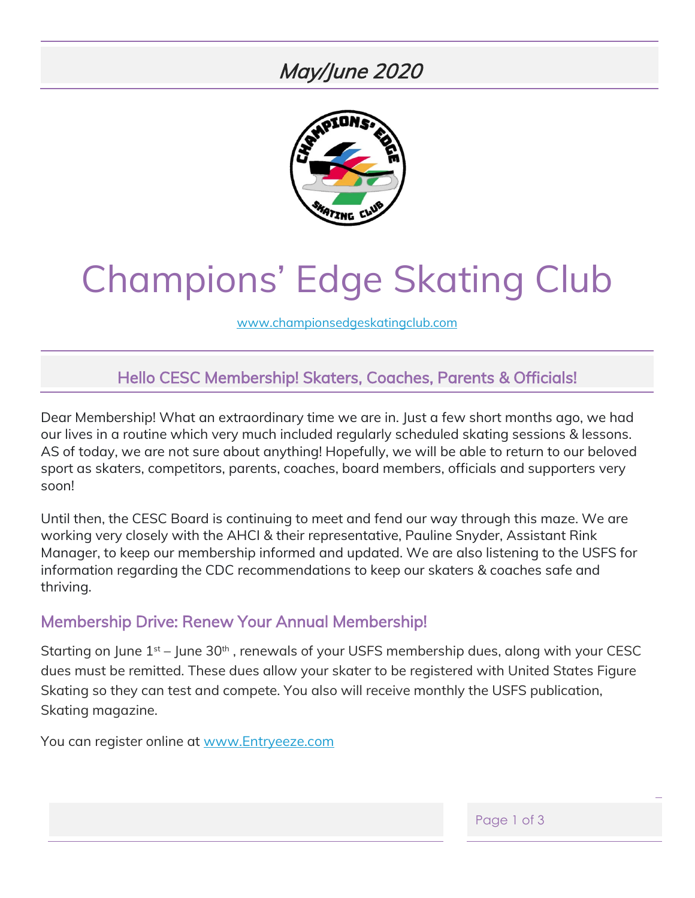*May/June 2020*

# Champions' Edge Skating Club

www.championsedgeskatingclub.com

## Hello CESC Membership! Skaters, Coaches, Parents & Officials!

Dear Membership! What an extraordinary time we are in. Just a few short months ago, we had our lives in a routine which very much included regularly scheduled skating sessions & lessons. AS of today, we are not sure about anything! Hopefully, we will be able to return to our beloved sport as skaters, competitors, parents, coaches, board members, officials and supporters very soon!

Until then, the CESC Board is continuing to meet and fend our way through this maze. We are working very closely with the AHCI & their representative, Pauline Snyder, Assistant Rink Manager, to keep our membership informed and updated. We are also listening to the USFS for information regarding the CDC recommendations to keep our skaters & coaches safe and thriving.

## Membership Drive: Renew Your Annual Membership!

Starting on June 1st – June 30th , renewals of your USFS membership dues, along with your CESC dues must be remitted. These dues allow your skater to be registered with United States Figure Skating so they can test and compete. You also will receive monthly the USFS publication, Skating magazine.

You can register online at www.Entryeeze.com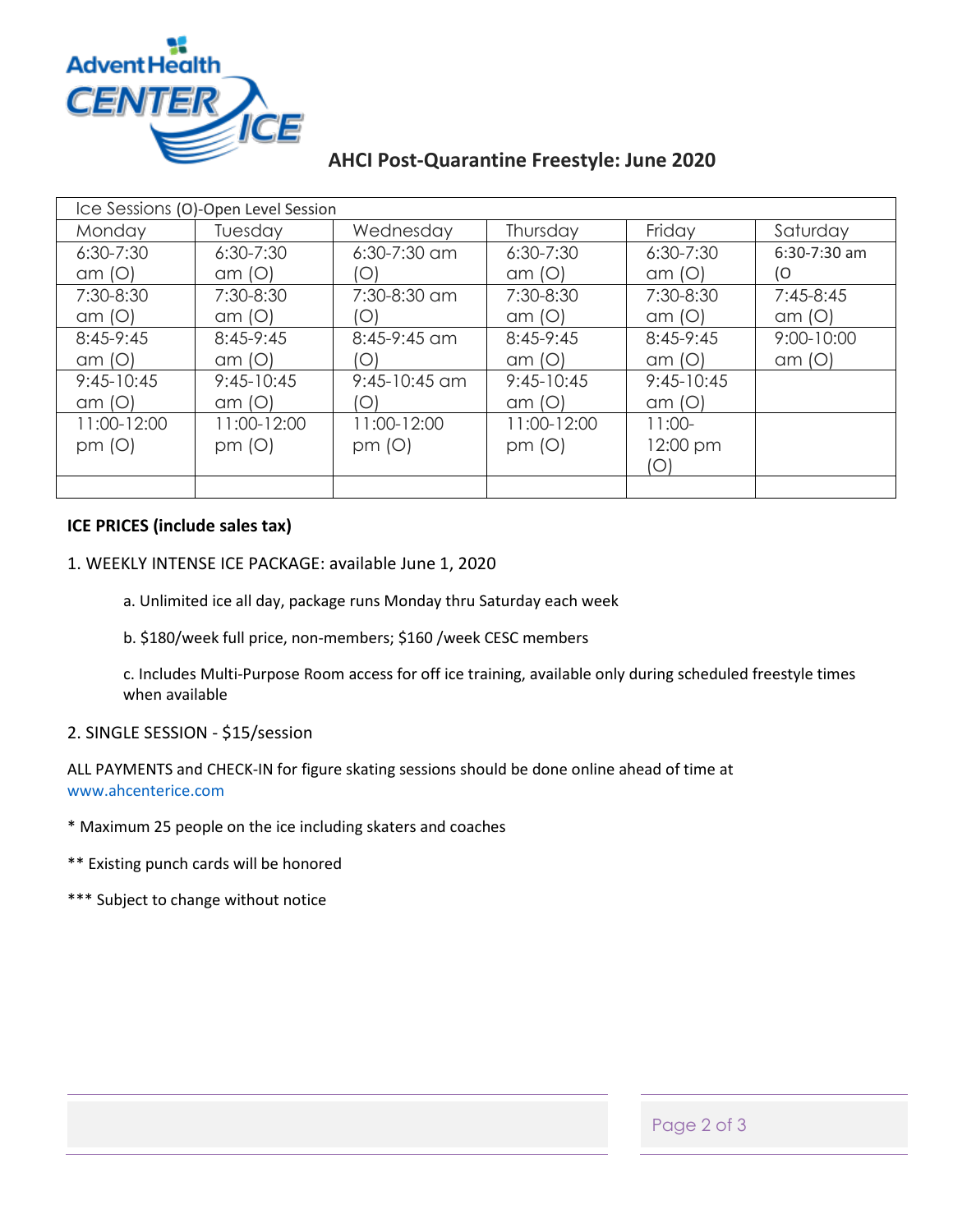## AHCI Post-Quarantine Freestyle: June 2020

| Ice Sessions (O)-Open Level Session | | | | | |
|---|---|---|---|---|---|
| Monday | Tuesday | Wednesday | Thursday | Friday | Saturday |
| 6:30-7:30 am (O) | 6:30-7:30 am (O) | 6:30-7:30 am (O) | 6:30-7:30 am (O) | 6:30-7:30 am (O) | 6:30-7:30 am (O |
| 7:30-8:30 am (O) | 7:30-8:30 am (O) | 7:30-8:30 am (O) | 7:30-8:30 am (O) | 7:30-8:30 am (O) | 7:45-8:45 am (O) |
| 8:45-9:45 am (O) | 8:45-9:45 am (O) | 8:45-9:45 am (O) | 8:45-9:45 am (O) | 8:45-9:45 am (O) | 9:00-10:00 am (O) |
| 9:45-10:45 am (O) | 9:45-10:45 am (O) | 9:45-10:45 am (O) | 9:45-10:45 am (O) | 9:45-10:45 am (O) | |
| 11:00-12:00 pm (O) | 11:00-12:00 pm (O) | 11:00-12:00 pm (O) | 11:00-12:00 pm (O) | 11:00-12:00 pm (O) | |
| | | | | | |

**ICE PRICES (include sales tax)**

1. WEEKLY INTENSE ICE PACKAGE: available June 1, 2020

   a. Unlimited ice all day, package runs Monday thru Saturday each week

   b. $180/week full price, non-members; $160 /week CESC members

   c. Includes Multi-Purpose Room access for off ice training, available only during scheduled freestyle times when available

2. SINGLE SESSION - $15/session

ALL PAYMENTS and CHECK-IN for figure skating sessions should be done online ahead of time at www.ahcenterice.com

* Maximum 25 people on the ice including skaters and coaches

** Existing punch cards will be honored

*** Subject to change without notice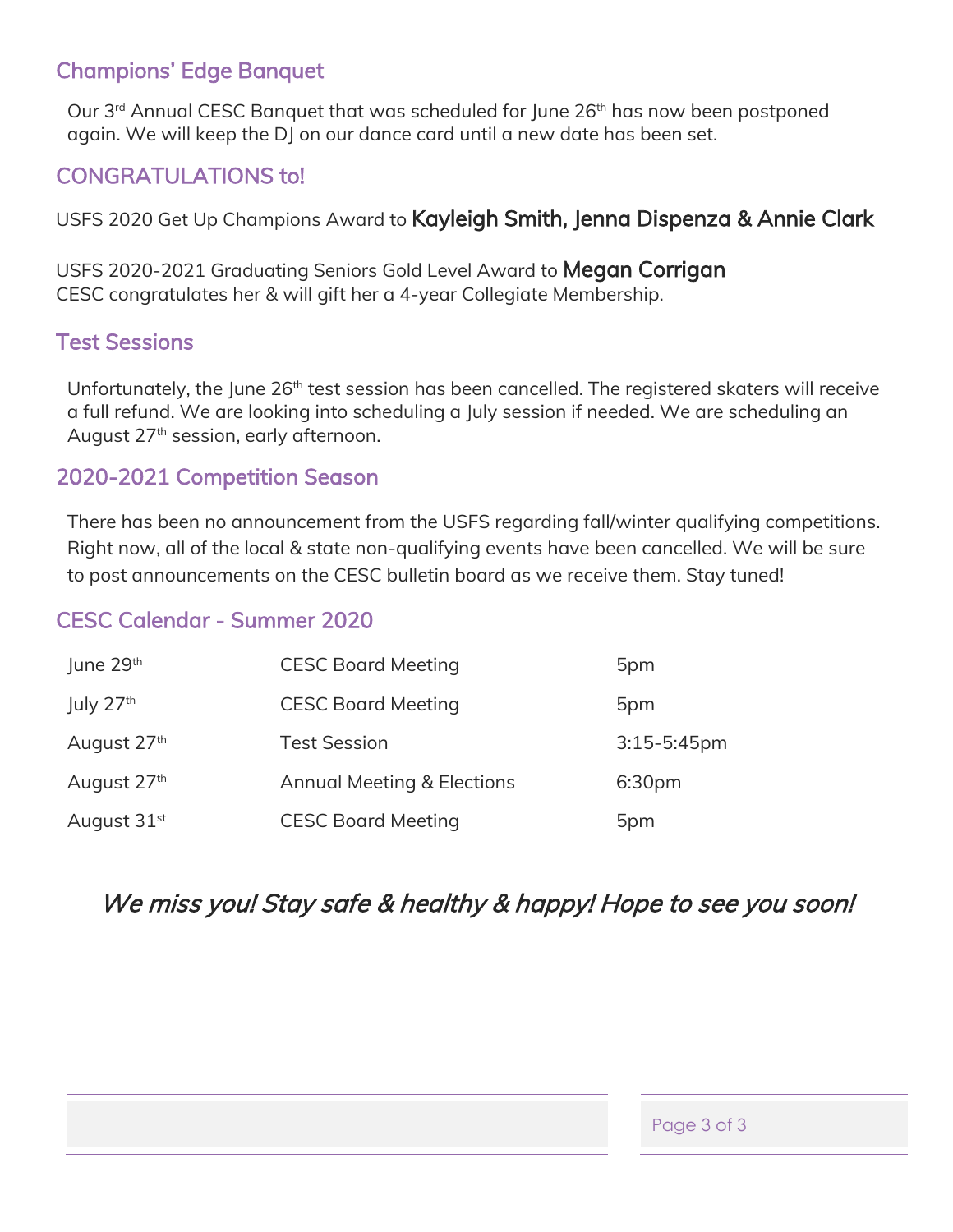## Champions' Edge Banquet

Our 3rd Annual CESC Banquet that was scheduled for June 26th has now been postponed again. We will keep the DJ on our dance card until a new date has been set.

## CONGRATULATIONS to!

USFS 2020 Get Up Champions Award to **Kayleigh Smith, Jenna Dispenza & Annie Clark**

USFS 2020-2021 Graduating Seniors Gold Level Award to **Megan Corrigan**
CESC congratulates her & will gift her a 4-year Collegiate Membership.

## Test Sessions

Unfortunately, the June 26th test session has been cancelled. The registered skaters will receive a full refund. We are looking into scheduling a July session if needed. We are scheduling an August 27th session, early afternoon.

## 2020-2021 Competition Season

There has been no announcement from the USFS regarding fall/winter qualifying competitions. Right now, all of the local & state non-qualifying events have been cancelled. We will be sure to post announcements on the CESC bulletin board as we receive them. Stay tuned!

## CESC Calendar - Summer 2020

| | | |
|---|---|---|
| June 29th | CESC Board Meeting | 5pm |
| July 27th | CESC Board Meeting | 5pm |
| August 27th | Test Session | 3:15-5:45pm |
| August 27th | Annual Meeting & Elections | 6:30pm |
| August 31st | CESC Board Meeting | 5pm |

*We miss you! Stay safe & healthy & happy! Hope to see you soon!*